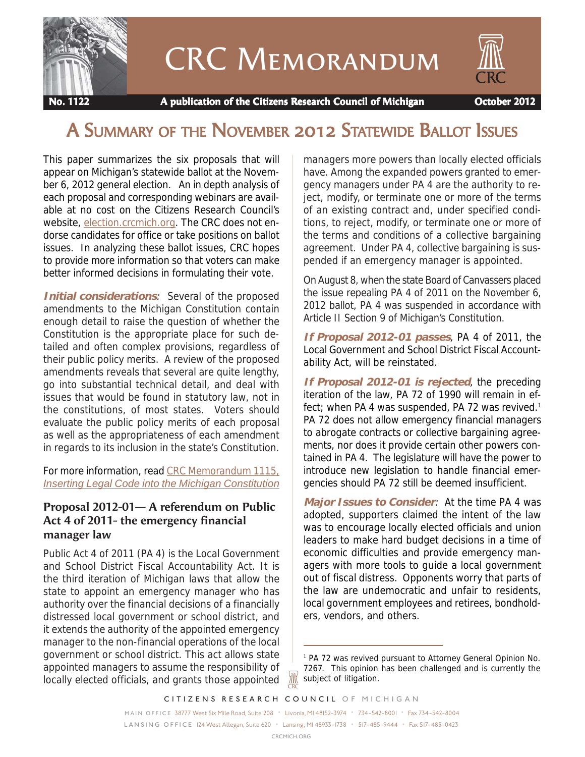# CRC Memorandum

**No. 1122** — **A publication of the Citizens Research Council of Michigan** — **October 2012**

## A Summary of the November 2012 Statewide Ballot Issues

This paper summarizes the six proposals that will appear on Michigan's statewide ballot at the November 6, 2012 general election. An in depth analysis of each proposal and corresponding webinars are available at no cost on the Citizens Research Council's website, election.crcmich.org. The CRC does not endorse candidates for office or take positions on ballot issues. In analyzing these ballot issues, CRC hopes to provide more information so that voters can make better informed decisions in formulating their vote.

***Initial considerations***: Several of the proposed amendments to the Michigan Constitution contain enough detail to raise the question of whether the Constitution is the appropriate place for such detailed and often complex provisions, regardless of their public policy merits. A review of the proposed amendments reveals that several are quite lengthy, go into substantial technical detail, and deal with issues that would be found in statutory law, not in the constitutions, of most states. Voters should evaluate the public policy merits of each proposal as well as the appropriateness of each amendment in regards to its inclusion in the state's Constitution.

For more information, read CRC Memorandum 1115, *Inserting Legal Code into the Michigan Constitution*

### Proposal 2012-01— A referendum on Public Act 4 of 2011- the emergency financial manager law

Public Act 4 of 2011 (PA 4) is the Local Government and School District Fiscal Accountability Act. It is the third iteration of Michigan laws that allow the state to appoint an emergency manager who has authority over the financial decisions of a financially distressed local government or school district, and it extends the authority of the appointed emergency manager to the non-financial operations of the local government or school district. This act allows state appointed managers to assume the responsibility of locally elected officials, and grants those appointed managers more powers than locally elected officials have. Among the expanded powers granted to emergency managers under PA 4 are the authority to reject, modify, or terminate one or more of the terms of an existing contract and, under specified conditions, to reject, modify, or terminate one or more of the terms and conditions of a collective bargaining agreement. Under PA 4, collective bargaining is suspended if an emergency manager is appointed.

On August 8, when the state Board of Canvassers placed the issue repealing PA 4 of 2011 on the November 6, 2012 ballot, PA 4 was suspended in accordance with Article II Section 9 of Michigan's Constitution.

***If Proposal 2012-01 passes***, PA 4 of 2011, the Local Government and School District Fiscal Accountability Act, will be reinstated.

***If Proposal 2012-01 is rejected***, the preceding iteration of the law, PA 72 of 1990 will remain in effect; when PA 4 was suspended, PA 72 was revived.[1] PA 72 does not allow emergency financial managers to abrogate contracts or collective bargaining agreements, nor does it provide certain other powers contained in PA 4. The legislature will have the power to introduce new legislation to handle financial emergencies should PA 72 still be deemed insufficient.

***Major Issues to Consider***: At the time PA 4 was adopted, supporters claimed the intent of the law was to encourage locally elected officials and union leaders to make hard budget decisions in a time of economic difficulties and provide emergency managers with more tools to guide a local government out of fiscal distress. Opponents worry that parts of the law are undemocratic and unfair to residents, local government employees and retirees, bondholders, vendors, and others.

---

[1] PA 72 was revived pursuant to Attorney General Opinion No. 7267. This opinion has been challenged and is currently the subject of litigation.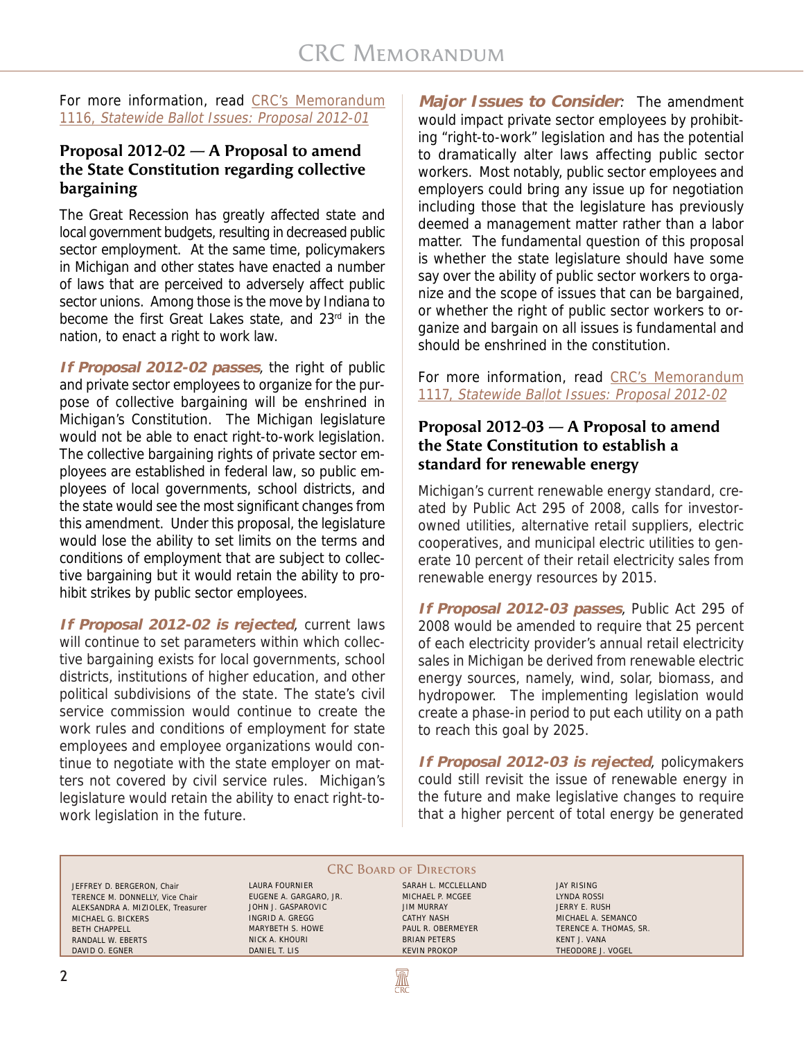For more information, read [CRC's Memorandum 1116, *Statewide Ballot Issues: Proposal 2012-01*]

## Proposal 2012-02 — A Proposal to amend the State Constitution regarding collective bargaining

The Great Recession has greatly affected state and local government budgets, resulting in decreased public sector employment. At the same time, policymakers in Michigan and other states have enacted a number of laws that are perceived to adversely affect public sector unions. Among those is the move by Indiana to become the first Great Lakes state, and 23rd in the nation, to enact a right to work law.

***If Proposal 2012-02 passes***, the right of public and private sector employees to organize for the purpose of collective bargaining will be enshrined in Michigan's Constitution. The Michigan legislature would not be able to enact right-to-work legislation. The collective bargaining rights of private sector employees are established in federal law, so public employees of local governments, school districts, and the state would see the most significant changes from this amendment. Under this proposal, the legislature would lose the ability to set limits on the terms and conditions of employment that are subject to collective bargaining but it would retain the ability to prohibit strikes by public sector employees.

***If Proposal 2012-02 is rejected***, current laws will continue to set parameters within which collective bargaining exists for local governments, school districts, institutions of higher education, and other political subdivisions of the state. The state's civil service commission would continue to create the work rules and conditions of employment for state employees and employee organizations would continue to negotiate with the state employer on matters not covered by civil service rules. Michigan's legislature would retain the ability to enact right-to-work legislation in the future.

***Major Issues to Consider***: The amendment would impact private sector employees by prohibiting "right-to-work" legislation and has the potential to dramatically alter laws affecting public sector workers. Most notably, public sector employees and employers could bring any issue up for negotiation including those that the legislature has previously deemed a management matter rather than a labor matter. The fundamental question of this proposal is whether the state legislature should have some say over the ability of public sector workers to organize and the scope of issues that can be bargained, or whether the right of public sector workers to organize and bargain on all issues is fundamental and should be enshrined in the constitution.

For more information, read [CRC's Memorandum 1117, *Statewide Ballot Issues: Proposal 2012-02*]

## Proposal 2012-03 — A Proposal to amend the State Constitution to establish a standard for renewable energy

Michigan's current renewable energy standard, created by Public Act 295 of 2008, calls for investor-owned utilities, alternative retail suppliers, electric cooperatives, and municipal electric utilities to generate 10 percent of their retail electricity sales from renewable energy resources by 2015.

***If Proposal 2012-03 passes***, Public Act 295 of 2008 would be amended to require that 25 percent of each electricity provider's annual retail electricity sales in Michigan be derived from renewable electric energy sources, namely, wind, solar, biomass, and hydropower. The implementing legislation would create a phase-in period to put each utility on a path to reach this goal by 2025.

***If Proposal 2012-03 is rejected***, policymakers could still revisit the issue of renewable energy in the future and make legislative changes to require that a higher percent of total energy be generated

**CRC Board of Directors**

| | | | |
|---|---|---|---|
| JEFFREY D. BERGERON, Chair | LAURA FOURNIER | SARAH L. MCCLELLAND | JAY RISING |
| TERENCE M. DONNELLY, Vice Chair | EUGENE A. GARGARO, JR. | MICHAEL P. MCGEE | LYNDA ROSSI |
| ALEKSANDRA A. MIZIOLEK, Treasurer | JOHN J. GASPAROVIC | JIM MURRAY | JERRY E. RUSH |
| MICHAEL G. BICKERS | INGRID A. GREGG | CATHY NASH | MICHAEL A. SEMANCO |
| BETH CHAPPELL | MARYBETH S. HOWE | PAUL R. OBERMEYER | TERENCE A. THOMAS, SR. |
| RANDALL W. EBERTS | NICK A. KHOURI | BRIAN PETERS | KENT J. VANA |
| DAVID O. EGNER | DANIEL T. LIS | KEVIN PROKOP | THEODORE J. VOGEL |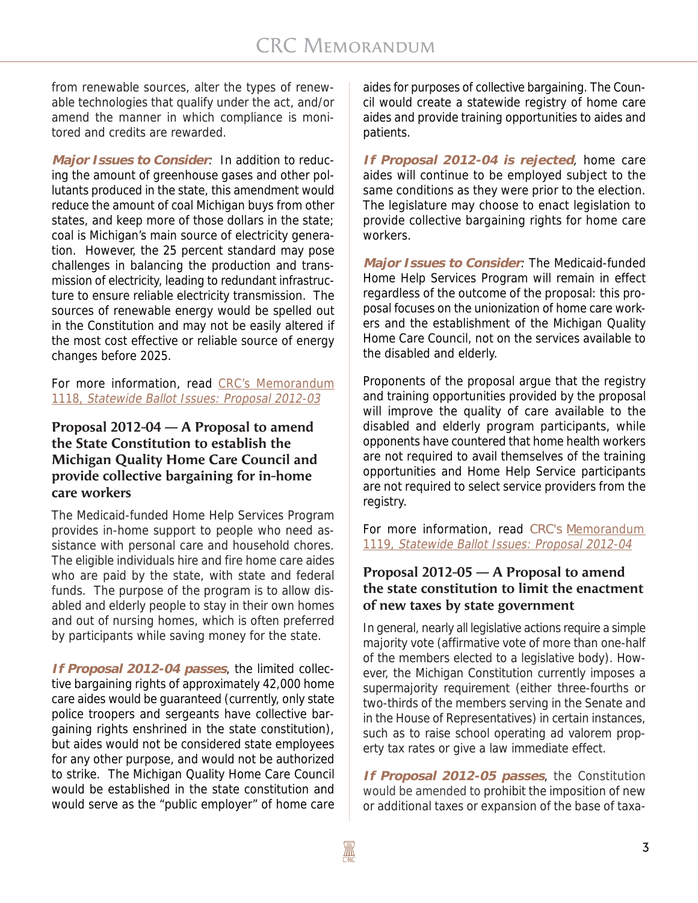from renewable sources, alter the types of renewable technologies that qualify under the act, and/or amend the manner in which compliance is monitored and credits are rewarded.

***Major Issues to Consider***: In addition to reducing the amount of greenhouse gases and other pollutants produced in the state, this amendment would reduce the amount of coal Michigan buys from other states, and keep more of those dollars in the state; coal is Michigan's main source of electricity generation. However, the 25 percent standard may pose challenges in balancing the production and transmission of electricity, leading to redundant infrastructure to ensure reliable electricity transmission. The sources of renewable energy would be spelled out in the Constitution and may not be easily altered if the most cost effective or reliable source of energy changes before 2025.

For more information, read CRC's Memorandum 1118, *Statewide Ballot Issues: Proposal 2012-03*

### Proposal 2012-04 — A Proposal to amend the State Constitution to establish the Michigan Quality Home Care Council and provide collective bargaining for in-home care workers

The Medicaid-funded Home Help Services Program provides in-home support to people who need assistance with personal care and household chores. The eligible individuals hire and fire home care aides who are paid by the state, with state and federal funds. The purpose of the program is to allow disabled and elderly people to stay in their own homes and out of nursing homes, which is often preferred by participants while saving money for the state.

***If Proposal 2012-04 passes***, the limited collective bargaining rights of approximately 42,000 home care aides would be guaranteed (currently, only state police troopers and sergeants have collective bargaining rights enshrined in the state constitution), but aides would not be considered state employees for any other purpose, and would not be authorized to strike. The Michigan Quality Home Care Council would be established in the state constitution and would serve as the "public employer" of home care aides for purposes of collective bargaining. The Council would create a statewide registry of home care aides and provide training opportunities to aides and patients.

***If Proposal 2012-04 is rejected***, home care aides will continue to be employed subject to the same conditions as they were prior to the election. The legislature may choose to enact legislation to provide collective bargaining rights for home care workers.

***Major Issues to Consider***: The Medicaid-funded Home Help Services Program will remain in effect regardless of the outcome of the proposal: this proposal focuses on the unionization of home care workers and the establishment of the Michigan Quality Home Care Council, not on the services available to the disabled and elderly.

Proponents of the proposal argue that the registry and training opportunities provided by the proposal will improve the quality of care available to the disabled and elderly program participants, while opponents have countered that home health workers are not required to avail themselves of the training opportunities and Home Help Service participants are not required to select service providers from the registry.

For more information, read CRC's Memorandum 1119, *Statewide Ballot Issues: Proposal 2012-04*

### Proposal 2012-05 — A Proposal to amend the state constitution to limit the enactment of new taxes by state government

In general, nearly all legislative actions require a simple majority vote (affirmative vote of more than one-half of the members elected to a legislative body). However, the Michigan Constitution currently imposes a supermajority requirement (either three-fourths or two-thirds of the members serving in the Senate and in the House of Representatives) in certain instances, such as to raise school operating ad valorem property tax rates or give a law immediate effect.

***If Proposal 2012-05 passes***, the Constitution would be amended to prohibit the imposition of new or additional taxes or expansion of the base of taxa-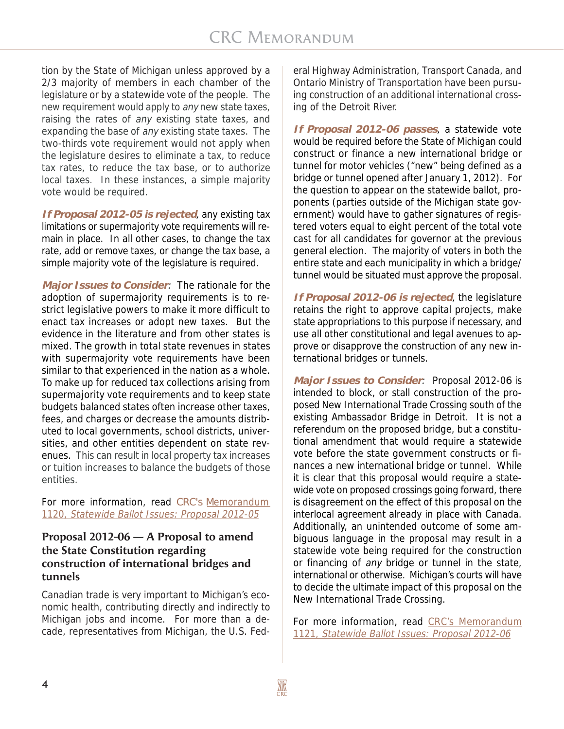tion by the State of Michigan unless approved by a 2/3 majority of members in each chamber of the legislature or by a statewide vote of the people. The new requirement would apply to *any* new state taxes, raising the rates of *any* existing state taxes, and expanding the base of *any* existing state taxes. The two-thirds vote requirement would not apply when the legislature desires to eliminate a tax, to reduce tax rates, to reduce the tax base, or to authorize local taxes. In these instances, a simple majority vote would be required.

***If Proposal 2012-05 is rejected***, any existing tax limitations or supermajority vote requirements will remain in place. In all other cases, to change the tax rate, add or remove taxes, or change the tax base, a simple majority vote of the legislature is required.

***Major Issues to Consider***: The rationale for the adoption of supermajority requirements is to restrict legislative powers to make it more difficult to enact tax increases or adopt new taxes. But the evidence in the literature and from other states is mixed. The growth in total state revenues in states with supermajority vote requirements have been similar to that experienced in the nation as a whole. To make up for reduced tax collections arising from supermajority vote requirements and to keep state budgets balanced states often increase other taxes, fees, and charges or decrease the amounts distributed to local governments, school districts, universities, and other entities dependent on state revenues. This can result in local property tax increases or tuition increases to balance the budgets of those entities.

For more information, read CRC's Memorandum 1120, *Statewide Ballot Issues: Proposal 2012-05*

### Proposal 2012-06 — A Proposal to amend the State Constitution regarding construction of international bridges and tunnels

Canadian trade is very important to Michigan's economic health, contributing directly and indirectly to Michigan jobs and income. For more than a decade, representatives from Michigan, the U.S. Federal Highway Administration, Transport Canada, and Ontario Ministry of Transportation have been pursuing construction of an additional international crossing of the Detroit River.

***If Proposal 2012-06 passes***, a statewide vote would be required before the State of Michigan could construct or finance a new international bridge or tunnel for motor vehicles ("new" being defined as a bridge or tunnel opened after January 1, 2012). For the question to appear on the statewide ballot, proponents (parties outside of the Michigan state government) would have to gather signatures of registered voters equal to eight percent of the total vote cast for all candidates for governor at the previous general election. The majority of voters in both the entire state and each municipality in which a bridge/tunnel would be situated must approve the proposal.

***If Proposal 2012-06 is rejected***, the legislature retains the right to approve capital projects, make state appropriations to this purpose if necessary, and use all other constitutional and legal avenues to approve or disapprove the construction of any new international bridges or tunnels.

***Major Issues to Consider***: Proposal 2012-06 is intended to block, or stall construction of the proposed New International Trade Crossing south of the existing Ambassador Bridge in Detroit. It is not a referendum on the proposed bridge, but a constitutional amendment that would require a statewide vote before the state government constructs or finances a new international bridge or tunnel. While it is clear that this proposal would require a statewide vote on proposed crossings going forward, there is disagreement on the effect of this proposal on the interlocal agreement already in place with Canada. Additionally, an unintended outcome of some ambiguous language in the proposal may result in a statewide vote being required for the construction or financing of *any* bridge or tunnel in the state, international or otherwise. Michigan's courts will have to decide the ultimate impact of this proposal on the New International Trade Crossing.

For more information, read CRC's Memorandum 1121, *Statewide Ballot Issues: Proposal 2012-06*